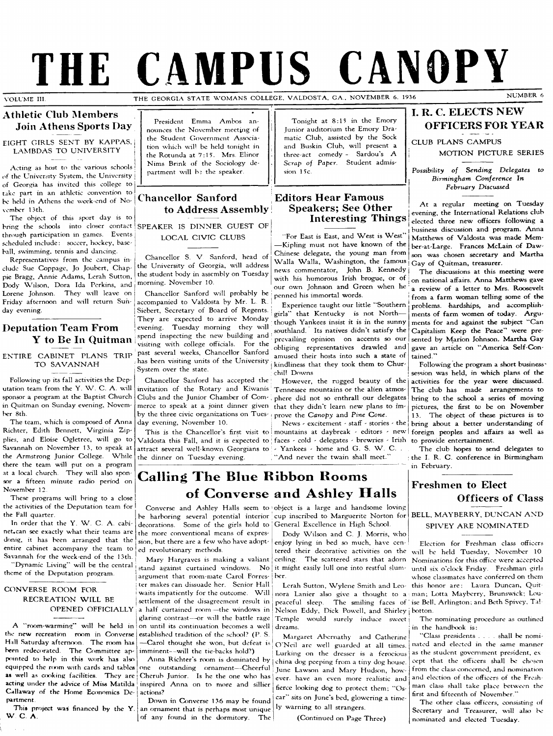# THE CAMPUS CANOPY

VOLUME III. THE GEORGIA STATE WOMANS COLLEGE, VALDOSTA, GA., NOVEMBER 6, 1936 NUMBER 6

## Athletic Club Members Join Athens Sports Day

### EIGHT GIRLS SENT BY KAPPAS, LAMBDAS TO UNIVERSITY

Acting as host to the various schools of the University System, the University of Georgia has invited this college to take part in an athletic convention to be held in Athens the week-end of November 13th.

The object of this sport day is to bring the schools into closer contact through participation in games. Events scheduled include: soccer, hockey, baseball, swimming, tennis and dancing.

Representatives from the campus include Sue Coppage, Jo Joubert, Chappie Bragg, Annie Adams, Lerah Sutton, Dody Wilson, Dora Ida Perkins, and Lorene Johnson. They will leave on Friday afternoon and will return Sunday evening.

## Deputation Team From Y to Be In Quitman

### ENTIRE CABINET PLANS TRIP TO SAVANNAH

Following up its fall activities the Deputation team from the Y. W. C. A. will sponsor a program at the Baptist Church in Quitman on Sunday evening, November 8th.

The team, which is composed of Anna Richter, Edith Bennett, Virginia Zipplies, and Eloise Ogletree, will go to Savannah on November 13, to speak at the Armstrong Junior College. While there the team will put on a program at a local church. They will also sponsor a fifteen minute radio period on November 12.

These programs will bring to a close the activities of the Deputation team for the Fall quarter.

In order that the Y. W. C. A. cabinet can see exactly what their teams are doing, it has been arranged that the entire cabinet accompany the team to Savannah for the week-end of the 13th. "Dynamic Living" will be the central theme of the Deputation program.

### CONVERSE ROOM FOR RECREATION WILL BE OPENED OFFICIALLY

A "room-warming" will be held in the new recreation room in Converse Hall Saturday afternoon. The room has been redecorated. The Committee appointed to help in this work has also equipped the room with cards and tables as well as cooking facilities. They are acting under the advice of Miss Matilda Callaway of the Home Economics Department.

This project was financed by the Y. W. C. A.

---

President Emma Ambos announces the November meeting of the Student Government Association which will be held tonight in the Rotunda at 7:15. Mrs. Elinor Nims Brink of the Sociology department will be the speaker.

---

Tonight at 8:15 in the Emory Junior auditorium the Emory Dramatic Club, assisted by the Sock and Buskin Club, will present a three-act comedy - Sardou's *A Scrap of Paper*. Student admission 15c.

---

## Chancellor Sanford to Address Assembly

### SPEAKER IS DINNER GUEST OF LOCAL CIVIC CLUBS

Chancellor S. V. Sanford, head of the University of Georgia, will address the student body in assembly on Tuesday morning, November 10.

Chancellor Sanford will probably be accompanied to Valdosta by Mr. L. R. Siebert, Secretary of Board of Regents. They are expected to arrive Monday evening. Tuesday morning they will spend inspecting the new building and visiting with college officials. For the past several weeks, Chancellor Sanford has been visiting units of the University System over the state.

Chancellor Sanford has accepted the invitation of the Rotary and Kiwanis Clubs and the Junior Chamber of Commerce to speak at a joint dinner given by the three civic organizations on Tuesday evening, November 10.

This is the Chancellor's first visit to Valdosta this Fall, and it is expected to attract several well-known Georgians to the dinner on Tuesday evening.

## Editors Hear Famous Speakers; See Other Interesting Things

"For East is East, and West is West" —Kipling must not have known of the Chinese delegate, the young man from Walla Walla, Washington, the famous news commentator, John B. Kennedy with his humorous Irish brogue, or of our own Johnson and Green when he penned his immortal words.

Experience taught our little "Southern girls" that Kentucky is not North—though Yankees insist it is in the sunny southland. Its natives didn't satisfy the prevailing opinion on accents so our obliging representatives drawled and amused their hosts into such a state of kindliness that they took them to Churchill Downs.

However, the rugged beauty of the Tennessee mountains or the alien atmosphere did not so enthrall our delegates that they didn't learn new plans to improve the *Canopy* and *Pine Cone*.

News - excitement - staff - stories - the mountains at daybreak - editors - new faces - cold - delegates - brewries - Irish - Yankees - home and G. S. W. C. . "And never the twain shall meet."

## Calling The Blue Ribbon Rooms of Converse and Ashley Halls

Converse and Ashley Halls seem to be harboring several potential interior decorations. Some of the girls hold to the more conventional means of expression, but there are a few who have adopted revolutionary methods.

Mary Hargraves is making a valiant stand against curtained windows. No argument that room-mate Carol Forrester makes can dissuade her. Senior Hall waits impatiently for the outcome. Will settlement of the disagreement result in a half curtained room—the windows in glaring contrast—or will the battle rage on until its continuation becomes a well established tradition of the school? (P. S. —Carol thought she won, but defeat is imminent—will the tie-backs hold?)

Anna Richter's room is dominated by one outstanding ornament—Cheerful Cherub Junior. Is he the one who has inspired Anna on to more and sillier actions?

Down in Converse 136 may be found an ornament that is perhaps most unique of any found in the dormitory. The object is a large and handsome loving cup inscribed to Marguerite Norton for General Excellence in High School.

Dody Wilson and C. J. Morris, who enjoy lying in bed so much, have centered their decorative activities on the ceiling. The scattered stars that adorn it might easily lull one into restful slumber.

Lerah Sutton, Wylene Smith and Leonora Lanier also give a thought to a peaceful sleep. The smiling faces of Nelson Eddy, Dick Powell, and Shirley Temple would surely induce sweet dreams.

Margaret Abernathy and Catherine O'Neil are well guarded at all times. Lurking on the dresser is a ferocious china dog peeping from a tiny dog house. June Lawson and Mary Hudson, however, have an even more realistic and fierce looking dog to protect them; "Oscar" sits on June's bed, glowering a timely warning to all strangers.

(Continued on Page Three)

## I. R. C. ELECTS NEW OFFICERS FOR YEAR

### CLUB PLANS CAMPUS MOTION PICTURE SERIES

*Possibility of Sending Delegates to Birmingham Conference In February Discussed*

At a regular meeting on Tuesday evening, the International Relations club elected three new officers following a business discussion and program. Anna Matthews of Valdosta was made Member-at-Large. Frances McLain of Dawson was chosen secretary and Martha Gay of Quitman, treasurer.

The discussions at this meeting were on national affairs. Anna Matthews gave a review of a letter to Mrs. Roosevelt from a farm woman telling some of the problems, hardships, and accomplishments of farm women of today. Arguments for and against the subject "Can Capitalism Keep the Peace" were presented by Marion Johnson. Martha Gay gave an article on "America Self-Contained."

Following the program a short business session was held, in which plans of the activities for the year were discussed. The club has made arrangements to bring to the school a series of moving pictures, the first to be on November 13. The object of these pictures is to bring about a better understanding of foreign peoples and affairs as well as to provide entertainment.

The club hopes to send delegates to the I. R. C. conference in Birmingham in February.

## Freshmen to Elect Officers of Class

### BELL, MAYBERRY, DUNCAN AND SPIVEY ARE NOMINATED

Election for Freshman class officers will be held Tuesday, November 10. Nominations for this office were accepted until six o'clock Friday. Freshman girls whose classmates have conferred on them this honor are: Laura Duncan, Quitman; Lotta Mayberry, Brunswick; Louise Bell, Arlington; and Beth Spivey, Talbotton.

The nominating procedure as outlined in the handbook is:

"Class presidents . . . . shall be nominated and elected in the same manner as the student government president, except that the officers shall be chosen from the class concerned, and nomination and election of the officers of the Freshman class shall take place between the first and fifteenth of November."

The other class officers, consisting of Secretary and Treasurer, will also be nominated and elected Tuesday.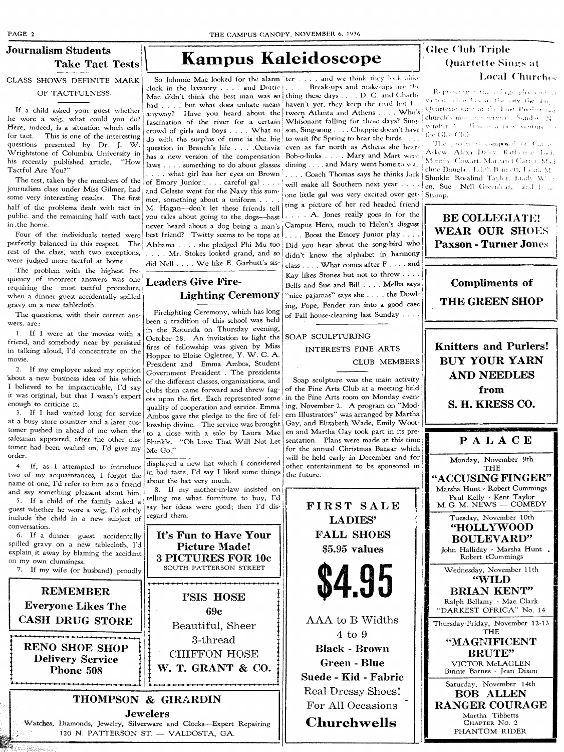## Journalism Students Take Tact Tests

CLASS SHOWS DEFINITE MARK OF TACTFULNESS.

If a child asked your guest whether he wore a wig, what could you do? Here, indeed, is a situation which calls for tact. This is one of the interesting questions presented by Dr. J. W. Wrightstone of Columbia University in his recently published article, "How Tactful Are You?"

The test, taken by the members of the journalism class under Miss Gilmer, had some very interesting results. The first half of the problems dealt with tact in public, and the remaining half with tact in the home.

Four of the individuals tested were perfectly balanced in this respect. The rest of the class, with two exceptions, were judged more tactful at home.

The problem with the highest frequency of incorrect answers was one requiring the most tactful procedure, when a dinner guest accidentally spilled gravy on a new tablecloth.

The questions, with their correct answers, are:

1. If I were at the movies with a friend, and somebody near by persisted in talking aloud, I'd concentrate on the movie.
2. If my employer asked my opinion about a new business idea of his which I believed to be impracticable, I'd say it was original, but that I wasn't expert enough to criticize it.
3. If I had waited long for service at a busy store countter and a later customer pushed in ahead of me when the salesman appeared, after the other customer had been waited on, I'd give my order.
4. If, as I attempted to introduce two of my acquaintances, I forgot the name of one, I'd refer to him as a friend and say something pleasant about him.
5. If a child of the family asked a guest whether he wore a wig, I'd subtly include the child in a new subject of conversation.
6. If a dinner guest accidentally spilled gravy on a new tablecloth, I'd explain it away by blaming the accident on my own clumsiness.
7. If my wife (or husband) proudly displayed a new hat which I considered in bad taste, I'd say I liked some things about the hat very much.
8. If my mother-in-law insisted on telling me what furniture to buy, I'd say her ideas were good; then I'd disregard them.

**REMEMBER**
**Everyone Likes The**
**CASH DRUG STORE**

**RENO SHOE SHOP**
**Delivery Service**
**Phone 508**

## Kampus Kaleidoscope

So Johnnie Mae looked for the alarm clock in the lavatory . . . . and Dottie Mae didn't think the best man was so bad . . . . but what does unhate mean anyway? Have you heard about the fascination of the river for a certain crowd of girls and boys . . . . What to do with the surplus of time is the big question in Branch's life . . . Octavia has a new version of the compensation laws . . . . something to do about glasses . . . . what girl has her eyes on Brown of Emory Junior . . . . careful gal . . . . and Celeste went for the Navy this summer, something about a uniform . . . . M. Hagan—don't let these friends tell you tales about going to the dogs—hast never heard about a dog being a man's best friend? Twitty seems to be tops at Alabama . . . . she pledged Phi Mu too . . . . Mr. Stokes looked grand, and so did Nell . . . . We like E. Garbutt's sister . . . . and we think they look alike . . . . Break-ups and make-ups are the thing these days . . . . D. C. and Charlie haven't yet, they keep the road hot between Atlanta and Athens . . . . Who's Whisonant falling for these days? Sing-son, Sing-song . . . . Chappie doesn't have to wait for Spring to hear the birds . . . . even as far north as Athens she hears Bob-o-links . . . . Mary and Mart went dining . . . . and Mary went home to vote . . . . Coach Thomas says he thinks Jack will make all Southern next year . . . . one little gal was very excited over getting a picture of her red headed friend . . . . A. Jones really goes in for the Campus Hero, much to Helen's disgust . . . . Boost the Emory Junior play . . . . Did you hear about the song-bird who didn't know the alphabet in harmony class . . . . What comes after F . . . . and Kay likes Stones but not to throw . . . . Bells and Sue and Bill . . . . Melba says "nice pajamas" says she . . . . the Dowling, Pope, Fender ran into a good case of Fall house-cleaning last Sunday . . . .

## Leaders Give Fire-Lighting Ceremony

Firelighting Ceremony, which has long been a tradition of this school was held in the Rotunda on Thursday evening, October 28. An invitation to light the fires of fellowship was given by Miss Hopper to Eloise Ogletree, Y. W. C. A. President and Emma Ambos, Student Government President . The presidents of the different classes, organizations, and clubs then came forward and threw fagots upon the firt. Each represented some quality of cooperation and service. Emma Ambos gave the pledge to the fire of fellowship divine. The service was brought to a close with a solo by Laura Mae Shinkle. "Oh Love That Will Not Let Me Go."

## SOAP SCULPTURING INTERESTS FINE ARTS CLUB MEMBERS

Soap sculpture was the main activity of the Fine Arts Club at a meeting held in the Fine Arts room on Monday evening, November 2. A program on "Modern Illustrators" was arranged by Martha Gay, and Elizabeth Wade, Emily Wooten and Martha Gay took part in its presentation. Plans were made at this time for the annual Christmas Bazaar which will be held early in December and for other entertainment to be sponsored in the future.

**It's Fun to Have Your Picture Made!**
**3 PICTURES FOR 10c**
SOUTH PATTERSON STREET

**I'SIS HOSE**
**69c**
Beautiful, Sheer
3-thread
CHIFFON HOSE
**W. T. GRANT & CO.**

**FIRST SALE**
**LADIES' FALL SHOES**
**$5.95 values**
**$4.95**
AAA to B Widths
4 to 9
**Black - Brown**
**Green - Blue**
**Suede - Kid - Fabric**
Real Dressy Shoes!
For All Occasions
**Churchwells**

**THOMPSON & GIRARDIN**
**Jewelers**
Watches, Diamonds, Jewelry, Silverware and Clocks—Expert Repairing
120 N. PATTERSON ST. — VALDOSTA, GA.

## Glee Club Triple Quartette Sings at Local Churches

Representing the college glee club at various churches in the city the Triple Quartette sang at the First Presbyterian church's morning service Sunday, November 1. This is a new venture for the Glee Club.

The group is composed of Carolyn Askew, Alexa Daley, Katherine Ford, Montine Cowart, Margaret Carter, Madeline Douglas, Edith Bennett, Laura Mae Shinkle, Rosalind Taylor, Emily Wilson, Sue Nell Greenhead, and Lou Stump.

**BE COLLEGIATE!**
**WEAR OUR SHOES**
**Paxson - Turner Jones**

**Compliments of**
**THE GREEN SHOP**

**Knitters and Purlers!**
**BUY YOUR YARN AND NEEDLES**
**from**
**S. H. KRESS CO.**

**PALACE**

Monday, November 9th
THE
**"ACCUSING FINGER"**
Marsha Hunt - Robert Cummings
Paul Kelly - Kent Taylor
M. G. M. NEWS — COMEDY

Tuesday, November 10th
**"HOLLYWOOD BOULEVARD"**
John Halliday - Marsha Hunt
Robert tCummings

Wednesday, November 11th
**"WILD BRIAN KENT"**
Ralph Bellamy - Mae Clark
"DARKEST OFRICA" No. 14

Thursday-Friday, November 12-13
THE
**"MAGNIFICENT BRUTE"**
VICTOR McLAGLEN
Binnie Barnes - Jean Dixon

Saturday, November 14th
**BOB ALLEN**
**RANGER COURAGE**
Martha Tibbetts
CHAPTER No. 2
PHANTOM RIDER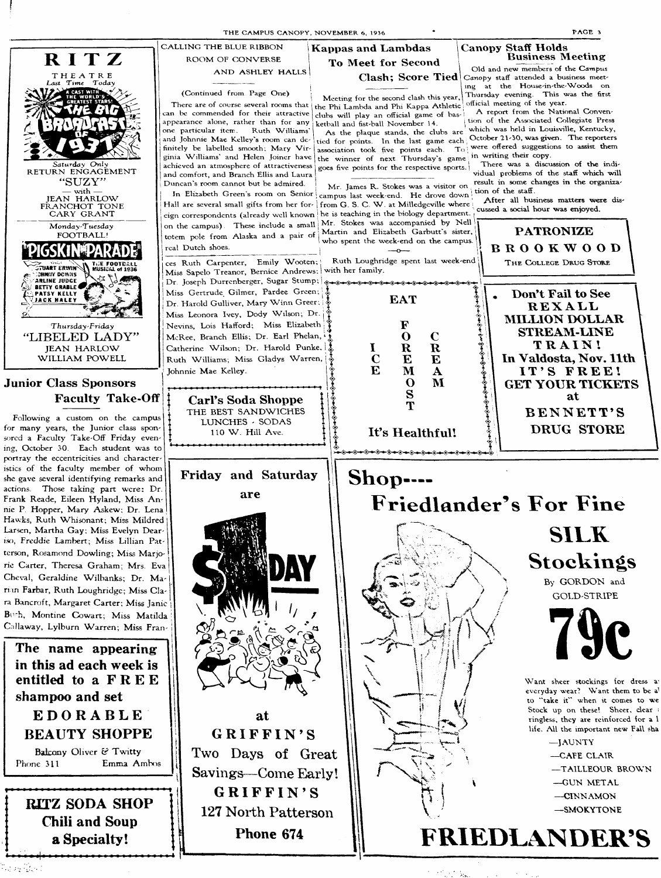**RITZ THEATRE**

*Last Time Today*

A CAST WITH THE WORLD'S GREATEST STARS!

THE BIG BROADCAST OF 1937

*Saturday Only*

RETURN ENGAGEMENT

"SUZY"

— with —

JEAN HARLOW
FRANCHOT TONE
CARY GRANT

*Monday-Tuesday*

FOOTBALL!

"PIGSKIN PARADE"

THE FOOTBALL MUSICAL of 1936

STUART ERWIN, JOHNNY DOWNS, ARLINE JUDGE, BETTY GRABLE, PATSY KELLY, JACK HALEY

*Thursday-Friday*

"LIBELED LADY"

JEAN HARLOW
WILLIAM POWELL

## Junior Class Sponsors Faculty Take-Off

Following a custom on the campus for many years, the Junior class sponsored a Faculty Take-Off Friday evening, October 30. Each student was to portray the eccentricities and characteristics of the faculty member of whom she gave several identifying remarks and actions. Those taking part were: Dr. Frank Reade, Eileen Hyland, Miss Annie P. Hopper, Mary Askew; Dr. Lena Hawks, Ruth Whisonant; Miss Mildred Larsen, Martha Gay; Miss Evelyn Deariso, Freddie Lambert; Miss Lillian Patterson, Rosamond Dowling; Miss Marjorie Carter, Theresa Graham; Mrs. Eva Cheval, Geraldine Wilbanks; Dr. Marian Farbar, Ruth Loughridge; Miss Clara Bancroft, Margaret Carter; Miss Janic Buch, Montine Cowart; Miss Matilda Callaway, Lylburn Warren; Miss Fran-

**The name appearing in this ad each week is entitled to a FREE shampoo and set**

**EDORABLE BEAUTY SHOPPE**

Balcony Oliver & Twitty

Phone 311 — Emma Ambos

**RITZ SODA SHOP**

**Chili and Soup a Specialty!**

## CALLING THE BLUE RIBBON ROOM OF CONVERSE AND ASHLEY HALLS

(Continued from Page One)

There are of course several rooms that can be commended for their attractive appearance alone, rather than for any one particular item. Ruth Williams' and Johnnie Mae Kelley's room can definitely be labelled smooth; Mary Virginia Williams' and Helen Joiner have achieved an atmosphere of attractiveness and comfort, and Branch Ellis and Laura Duncan's room cannot but be admired.

In Elizabeth Green's room on Senior Hall are several small gifts from her foreign correspondents (already well known on the campus). These include a small totem pole from Alaska and a pair of real Dutch shoes.

ces Ruth Carpenter, Emily Wooten; Miss Sapelo Treanor, Bernice Andrews; Dr. Joseph Durrenberger, Sugar Stump; Miss Gertrude Gilmer, Pardee Green; Dr. Harold Gulliver, Mary Winn Greer; Miss Leonora Ivey, Dody Wilson; Dr. Nevins, Lois Hafford; Miss Elizabeth McRee, Branch Ellis; Dr. Earl Phelan, Catherine Wilson; Dr. Harold Punke, Ruth Williams; Miss Gladys Warren, Johnnie Mae Kelley.

**Carl's Soda Shoppe**

THE BEST SANDWICHES
LUNCHES - SODAS
110 W. Hill Ave.

## Kappas and Lambdas To Meet for Second Clash; Score Tied

Meeting for the second clash this year, the Phi Lambda and Phi Kappa Athletic clubs will play an official game of basketball and fist-ball November 14.

As the plaque stands, the clubs are tied for points. In the last game each association took five points each. To the winner of next Thursday's game goes five points for the respective sports.

Mr. James R. Stokes was a visitor on campus last week-end. He drove down from G. S. C. W. at Milledgeville where he is teaching in the biology department. Mr. Stokes was accompanied by Nell Martin and Elizabeth Garbutt's sister, who spent the week-end on the campus.

Ruth Loughridge spent last week-end with her family.

**EAT FOREMOST ICE CREAM**

**It's Healthful!**

## Canopy Staff Holds Business Meeting

Old and new members of the Campus Canopy staff attended a business meeting at the House-in-the-Woods on Thursday evening. This was the first official meeting of the year.

A report from the National Convention of the Associated Collegiate Press which was held in Louisville, Kentucky, October 21-30, was given. The reporters were offered suggestions to assist them in writing their copy.

There was a discussion of the individual problems of the staff which will result in some changes in the organization of the staff.

After all business matters were discussed a social hour was enjoyed.

**PATRONIZE BROOKWOOD**

THE COLLEGE DRUG STORE

**Don't Fail to See REXALL MILLION DOLLAR STREAM-LINE TRAIN!**

**In Valdosta, Nov. 11th**

**IT'S FREE!**

**GET YOUR TICKETS at BENNETT'S DRUG STORE**

**Friday and Saturday are $ DAY at GRIFFIN'S**

Two Days of Great Savings—Come Early!

**GRIFFIN'S**

127 North Patterson

Phone 674

**Shop---- Friedlander's For Fine SILK Stockings**

By GORDON and GOLD-STRIPE

**79c**

Want sheer stockings for dress a everyday wear? Want them to be a to "take it" when it comes to we Stock up on these! Sheer, clear ringless, they are reinforced for a l life. All the important new Fall sha

—JAUNTY
—CAFE CLAIR
—TAILLEOUR BROWN
—GUN METAL
—CINNAMON
—SMOKYTONE

**FRIEDLANDER'S**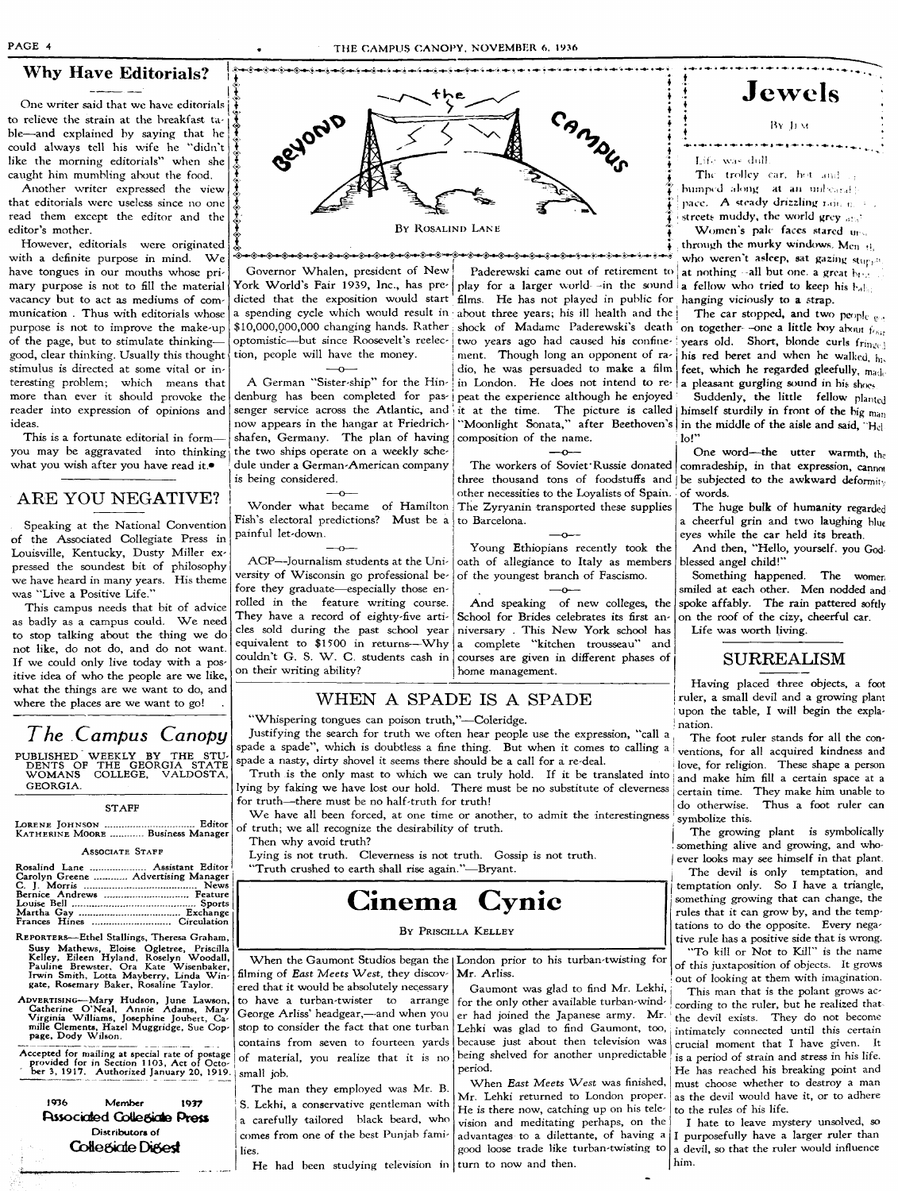## Why Have Editorials?

One writer said that we have editorials to relieve the strain at the breakfast table—and explained by saying that he could always tell his wife he "didn't like the morning editorials" when she caught him mumbling about the food.

Another writer expressed the view that editorials were useless since no one read them except the editor and the editor's mother.

However, editorials were originated with a definite purpose in mind. We have tongues in our mouths whose primary purpose is not to fill the material vacancy but to act as mediums of communication. Thus with editorials whose purpose is not to improve the make-up of the page, but to stimulate thinking—good, clear thinking. Usually this thought stimulus is directed at some vital or interesting problem; which means that more than ever it should provoke the reader into expression of opinions and ideas.

This is a fortunate editorial in form—you may be aggravated into thinking what you wish after you have read it.

## ARE YOU NEGATIVE?

Speaking at the National Convention of the Associated Collegiate Press in Louisville, Kentucky, Dusty Miller expressed the soundest bit of philosophy we have heard in many years. His theme was "Live a Positive Life."

This campus needs that bit of advice as badly as a campus could. We need to stop talking about the thing we do not like, do not do, and do not want. If we could only live today with a positive idea of who the people are we like, what the things are we want to do, and where the places are we want to go!

## *The Campus Canopy*

PUBLISHED WEEKLY BY THE STUDENTS OF THE GEORGIA STATE WOMANS COLLEGE, VALDOSTA, GEORGIA.

STAFF

Lorene Johnson ............ Editor
Katherine Moore ............ Business Manager

Associate Staff

Rosalind Lane ............ Assistant Editor
Carolyn Greene ............ Advertising Manager
C. J. Morris ............ News
Bernice Andrews ............ Feature
Louise Bell ............ Sports
Martha Gay ............ Exchange
Frances Hines ............ Circulation

Reporters—Ethel Stallings, Theresa Graham, Susy Mathews, Eloise Ogletree, Priscilla Kelley, Eileen Hyland, Roselyn Woodall, Pauline Brewster, Ora Kate Wisenbaker, Irwin Smith, Lotta Mayberry, Linda Wingate, Rosemary Baker, Rosaline Taylor.

Advertising—Mary Hudson, June Lawson, Catherine O'Neal, Annie Adams, Mary Virginia Williams, Josephine Joubert, Camille Clements, Hazel Muggridge, Sue Coppage, Dody Wilson.

Accepted for mailing at special rate of postage provided for in Section 1103, Act of October 3, 1917. Authorized January 20, 1919.

1936 Member 1937
Associated Collegiate Press
Distributors of
Collegiate Digest

## Beyond the Campus

By Rosalind Lane

Governor Whalen, president of New York World's Fair 1939, Inc., has predicted that the exposition would start a spending cycle which would result in $10,000,000,000 changing hands. Rather optomistic—but since Roosevelt's reelection, people will have the money.

—o—

A German "Sister-ship" for the Hindenburg has been completed for passenger service across the Atlantic, and now appears in the hangar at Friedrichshafen, Germany. The plan of having the two ships operate on a weekly schedule under a German-American company is being considered.

—o—

Wonder what became of Hamilton Fish's electoral predictions? Must be a painful let-down.

—o—

ACP—Journalism students at the University of Wisconsin go professional before they graduate—especially those enrolled in the feature writing course. They have a record of eighty-five articles sold during the past school year equivalent to $1500 in returns—Why couldn't G. S. W. C. students cash in on their writing ability?

Paderewski came out of retirement to play for a larger world—in the sound films. He has not played in public for about three years; his ill health and the shock of Madame Paderewski's death two years ago had caused his confinement. Though long an opponent of radio, he was persuaded to make a film in London. He does not intend to repeat the experience although he enjoyed it at the time. The picture is called "Moonlight Sonata," after Beethoven's composition of the name.

—o—

The workers of Soviet Russie donated three thousand tons of foodstuffs and other necessities to the Loyalists of Spain. The Zyryanin transported these supplies to Barcelona.

—o—

Young Ethiopians recently took the oath of allegiance to Italy as members of the youngest branch of Fascismo.

—o—

And speaking of new colleges, the School for Brides celebrates its first anniversary. This New York school has a complete "kitchen trousseau" and courses are given in different phases of home management.

## WHEN A SPADE IS A SPADE

"Whispering tongues can poison truth,"—Coleridge.

Justifying the search for truth we often hear people use the expression, "call a spade a spade", which is doubtless a fine thing. But when it comes to calling a spade a nasty, dirty shovel it seems there should be a call for a re-deal.

Truth is the only mast to which we can truly hold. If it be translated into lying by faking we have lost our hold. There must be no substitute of cleverness for truth—there must be no half-truth for truth!

We have all been forced, at one time or another, to admit the interestingness of truth; we all recognize the desirability of truth.

Then why avoid truth?

Lying is not truth. Cleverness is not truth. Gossip is not truth.

"Truth crushed to earth shall rise again."—Bryant.

## Cinema Cynic

By Priscilla Kelley

When the Gaumont Studios began the filming of *East Meets West*, they discovered that it would be absolutely necessary to have a turban-twister to arrange George Arliss' headgear,—and when you stop to consider the fact that one turban contains from seven to fourteen yards of material, you realize that it is no small job.

The man they employed was Mr. B. S. Lekhi, a conservative gentleman with a carefully tailored black beard, who comes from one of the best Punjab families.

He had been studying television in London prior to his turban-twisting for Mr. Arliss.

Gaumont was glad to find Mr. Lekhi, for the only other available turban-winder had joined the Japanese army. Mr. Lehki was glad to find Gaumont, too, because just about then television was being shelved for another unpredictable period.

When *East Meets West* was finished, Mr. Lehki returned to London proper. He is there now, catching up on his television and meditating perhaps, on the advantages to a dilettante, of having a good loose trade like turban-twisting to turn to now and then.

## Jewels

By Jim

Life was dull.

The trolley car, hot and ... bumped along at an unbearable pace. A steady drizzling rain ... streets muddy, the world grey ...

Women's pale faces stared ... through the murky windows. Men ... who weren't asleep, sat gazing stupidly at nothing—all but one, a great big fellow who tried to keep his balance hanging viciously to a strap.

The car stopped, and two people got on together—one a little boy about four years old. Short, blonde curls fringed his red beret and when he walked, his feet, which he regarded gleefully, made a pleasant gurgling sound in his shoes.

Suddenly, the little fellow planted himself sturdily in front of the big man in the middle of the aisle and said, "Hello!"

One word—the utter warmth, the comradeship, in that expression, cannot be subjected to the awkward deformity of words.

The huge bulk of humanity regarded a cheerful grin and two laughing blue eyes while the car held its breath.

And then, "Hello, yourself, you God-blessed angel child!"

Something happened. The women smiled at each other. Men nodded and spoke affably. The rain pattered softly on the roof of the cizy, cheerful car.

Life was worth living.

## SURREALISM

Having placed three objects, a foot ruler, a small devil and a growing plant upon the table, I will begin the explanation.

The foot ruler stands for all the conventions, for all acquired kindness and love, for religion. These shape a person and make him fill a certain space at a certain time. They make him unable to do otherwise. Thus a foot ruler can symbolize this.

The growing plant is symbolically something alive and growing, and whoever looks may see himself in that plant.

The devil is only temptation, and temptation only. So I have a triangle, something growing that can change, the rules that it can grow by, and the temptations to do the opposite. Every negative rule has a positive side that is wrong.

"To kill or Not to Kill" is the name of this juxtaposition of objects. It grows out of looking at them with imagination.

This man that is the polant grows according to the ruler, but he realized that the devil exists. They do not become intimately connected until this certain crucial moment that I have given. It is a period of strain and stress in his life. He has reached his breaking point and must choose whether to destroy a man as the devil would have it, or to adhere to the rules of his life.

I hate to leave mystery unsolved, so I purposefully have a larger ruler than a devil, so that the ruler would influence him.